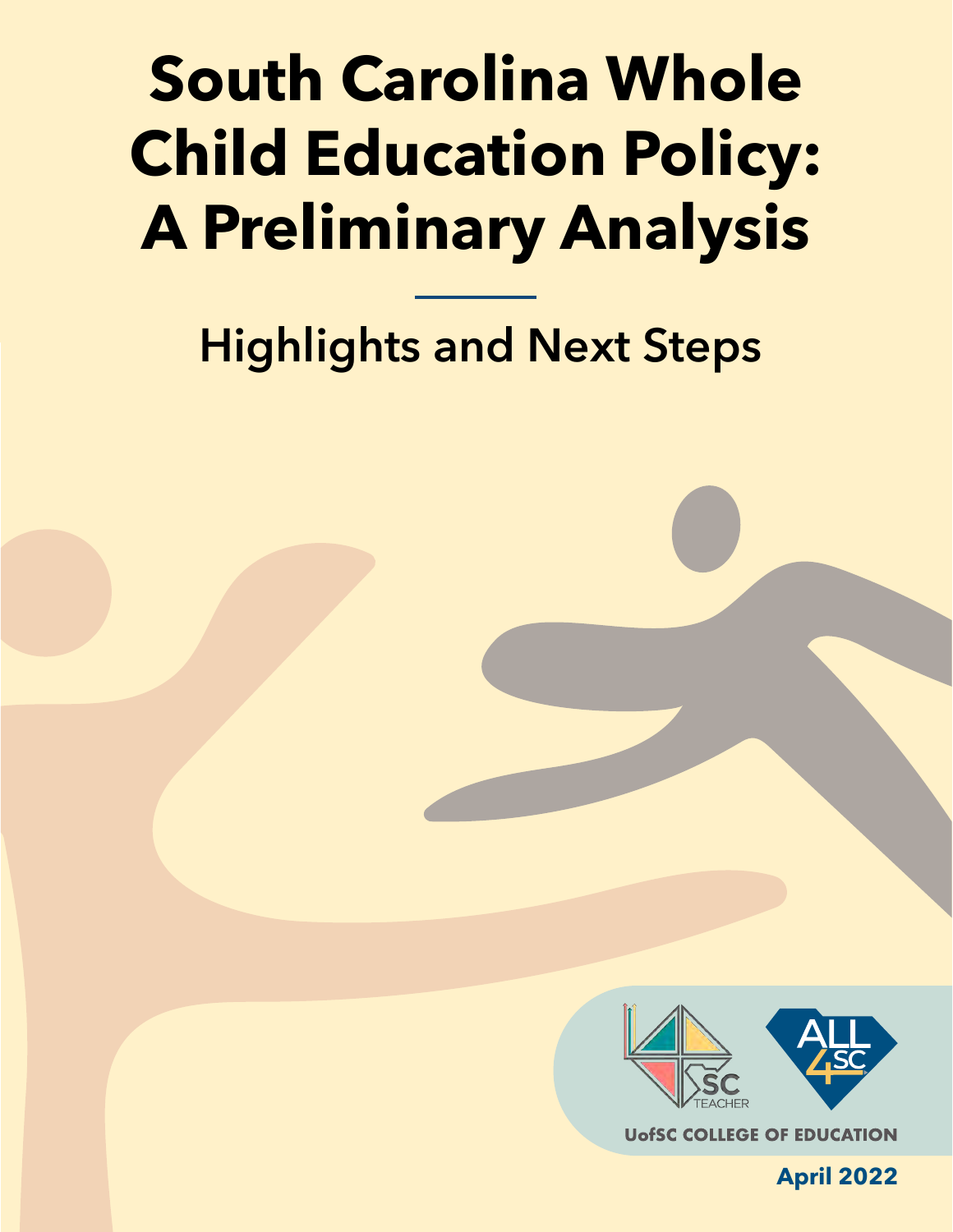# South Carolina Whole Child Education Policy: A Preliminary Analysis

## Highlights and Next Steps

SC TEACHER

ALL 4 SC

UofSC COLLEGE OF EDUCATION

April 2022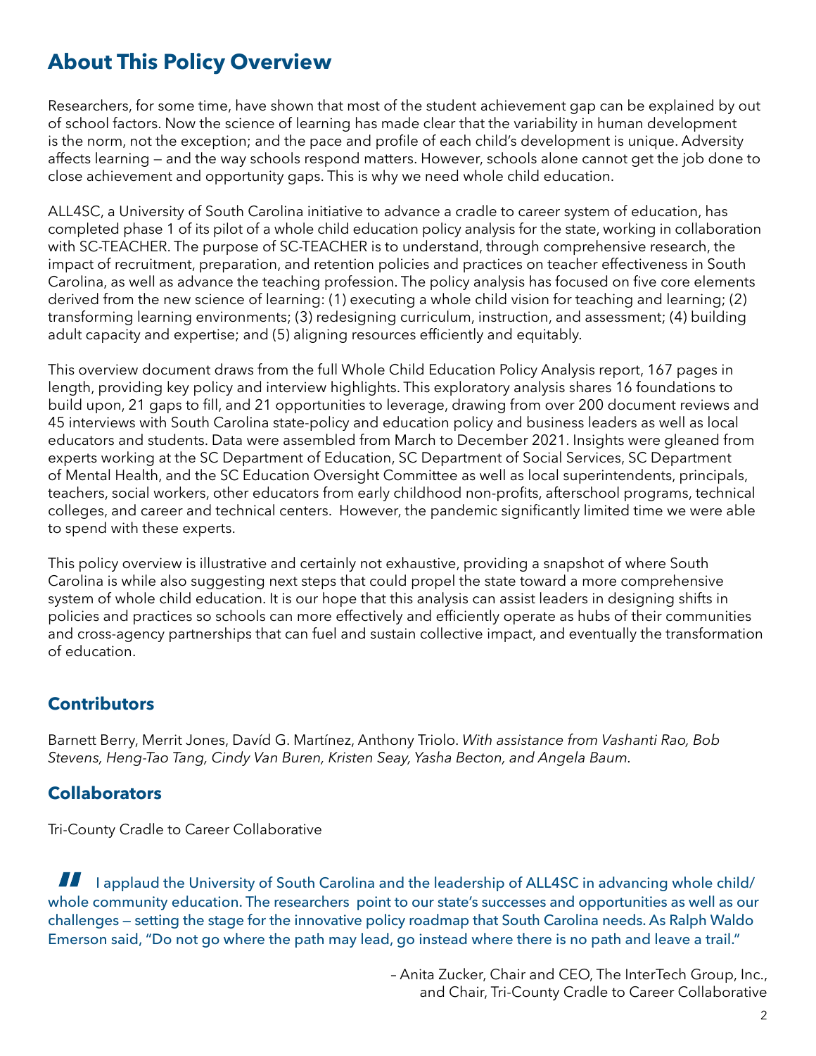## About This Policy Overview

Researchers, for some time, have shown that most of the student achievement gap can be explained by out of school factors. Now the science of learning has made clear that the variability in human development is the norm, not the exception; and the pace and profile of each child's development is unique. Adversity affects learning — and the way schools respond matters. However, schools alone cannot get the job done to close achievement and opportunity gaps. This is why we need whole child education.

ALL4SC, a University of South Carolina initiative to advance a cradle to career system of education, has completed phase 1 of its pilot of a whole child education policy analysis for the state, working in collaboration with SC-TEACHER. The purpose of SC-TEACHER is to understand, through comprehensive research, the impact of recruitment, preparation, and retention policies and practices on teacher effectiveness in South Carolina, as well as advance the teaching profession. The policy analysis has focused on five core elements derived from the new science of learning: (1) executing a whole child vision for teaching and learning; (2) transforming learning environments; (3) redesigning curriculum, instruction, and assessment; (4) building adult capacity and expertise; and (5) aligning resources efficiently and equitably.

This overview document draws from the full Whole Child Education Policy Analysis report, 167 pages in length, providing key policy and interview highlights. This exploratory analysis shares 16 foundations to build upon, 21 gaps to fill, and 21 opportunities to leverage, drawing from over 200 document reviews and 45 interviews with South Carolina state-policy and education policy and business leaders as well as local educators and students. Data were assembled from March to December 2021. Insights were gleaned from experts working at the SC Department of Education, SC Department of Social Services, SC Department of Mental Health, and the SC Education Oversight Committee as well as local superintendents, principals, teachers, social workers, other educators from early childhood non-profits, afterschool programs, technical colleges, and career and technical centers. However, the pandemic significantly limited time we were able to spend with these experts.

This policy overview is illustrative and certainly not exhaustive, providing a snapshot of where South Carolina is while also suggesting next steps that could propel the state toward a more comprehensive system of whole child education. It is our hope that this analysis can assist leaders in designing shifts in policies and practices so schools can more effectively and efficiently operate as hubs of their communities and cross-agency partnerships that can fuel and sustain collective impact, and eventually the transformation of education.

### Contributors

Barnett Berry, Merrit Jones, David G. Martínez, Anthony Triolo. *With assistance from Vashanti Rao, Bob Stevens, Heng-Tao Tang, Cindy Van Buren, Kristen Seay, Yasha Becton, and Angela Baum.*

### Collaborators

Tri-County Cradle to Career Collaborative

> I applaud the University of South Carolina and the leadership of ALL4SC in advancing whole child/whole community education. The researchers point to our state's successes and opportunities as well as our challenges — setting the stage for the innovative policy roadmap that South Carolina needs. As Ralph Waldo Emerson said, "Do not go where the path may lead, go instead where there is no path and leave a trail."
>
> – Anita Zucker, Chair and CEO, The InterTech Group, Inc., and Chair, Tri-County Cradle to Career Collaborative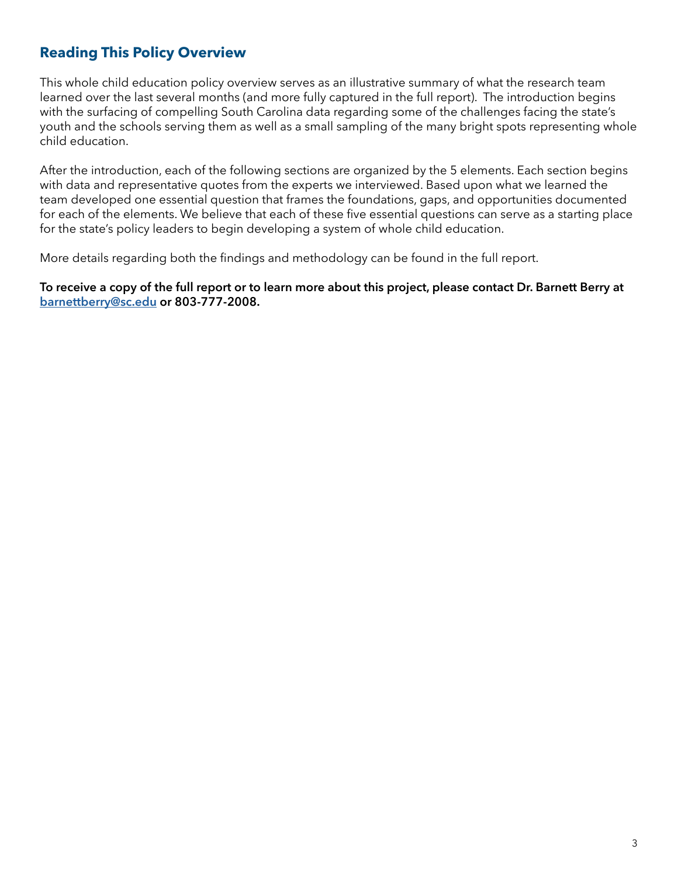## Reading This Policy Overview

This whole child education policy overview serves as an illustrative summary of what the research team learned over the last several months (and more fully captured in the full report).  The introduction begins with the surfacing of compelling South Carolina data regarding some of the challenges facing the state's youth and the schools serving them as well as a small sampling of the many bright spots representing whole child education.

After the introduction, each of the following sections are organized by the 5 elements. Each section begins with data and representative quotes from the experts we interviewed. Based upon what we learned the team developed one essential question that frames the foundations, gaps, and opportunities documented for each of the elements. We believe that each of these five essential questions can serve as a starting place for the state's policy leaders to begin developing a system of whole child education.

More details regarding both the findings and methodology can be found in the full report.

**To receive a copy of the full report or to learn more about this project, please contact Dr. Barnett Berry at [barnettberry@sc.edu](mailto:barnettberry@sc.edu) or 803-777-2008.**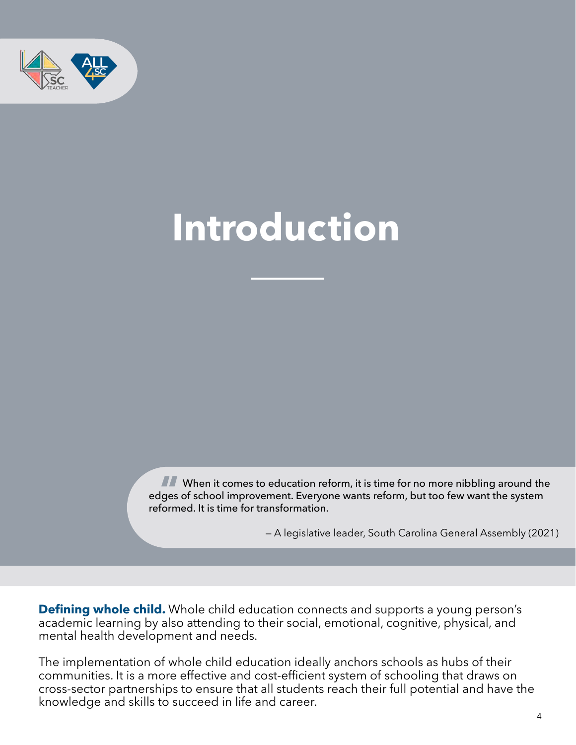# Introduction

> When it comes to education reform, it is time for no more nibbling around the edges of school improvement. Everyone wants reform, but too few want the system reformed. It is time for transformation.
>
> — A legislative leader, South Carolina General Assembly (2021)

**Defining whole child.** Whole child education connects and supports a young person's academic learning by also attending to their social, emotional, cognitive, physical, and mental health development and needs.

The implementation of whole child education ideally anchors schools as hubs of their communities. It is a more effective and cost-efficient system of schooling that draws on cross-sector partnerships to ensure that all students reach their full potential and have the knowledge and skills to succeed in life and career.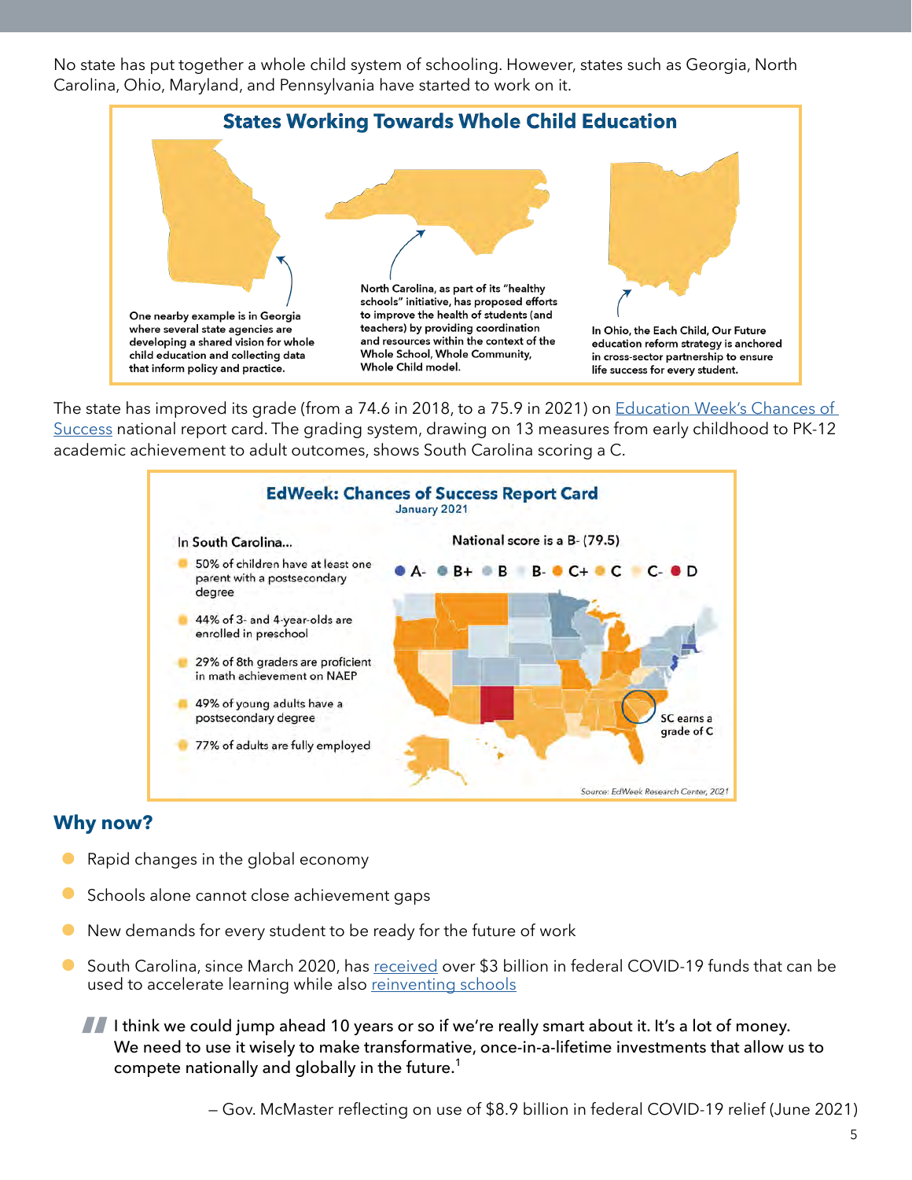No state has put together a whole child system of schooling. However, states such as Georgia, North Carolina, Ohio, Maryland, and Pennsylvania have started to work on it.

### States Working Towards Whole Child Education

One nearby example is in Georgia where several state agencies are developing a shared vision for whole child education and collecting data that inform policy and practice.

North Carolina, as part of its "healthy schools" initiative, has proposed efforts to improve the health of students (and teachers) by providing coordination and resources within the context of the Whole School, Whole Community, Whole Child model.

In Ohio, the Each Child, Our Future education reform strategy is anchored in cross-sector partnership to ensure life success for every student.

The state has improved its grade (from a 74.6 in 2018, to a 75.9 in 2021) on [Education Week's Chances of Success](#) national report card. The grading system, drawing on 13 measures from early childhood to PK-12 academic achievement to adult outcomes, shows South Carolina scoring a C.

### EdWeek: Chances of Success Report Card

January 2021

In South Carolina...

- 50% of children have at least one parent with a postsecondary degree
- 44% of 3- and 4-year-olds are enrolled in preschool
- 29% of 8th graders are proficient in math achievement on NAEP
- 49% of young adults have a postsecondary degree
- 77% of adults are fully employed

National score is a B- (79.5)

A- B+ B B- C+ C C- D

SC earns a grade of C

Source: EdWeek Research Center, 2021

## Why now?

- Rapid changes in the global economy
- Schools alone cannot close achievement gaps
- New demands for every student to be ready for the future of work
- South Carolina, since March 2020, has [received](#) over $3 billion in federal COVID-19 funds that can be used to accelerate learning while also [reinventing schools](#)

> I think we could jump ahead 10 years or so if we're really smart about it. It's a lot of money. We need to use it wisely to make transformative, once-in-a-lifetime investments that allow us to compete nationally and globally in the future.[1]
>
> – Gov. McMaster reflecting on use of $8.9 billion in federal COVID-19 relief (June 2021)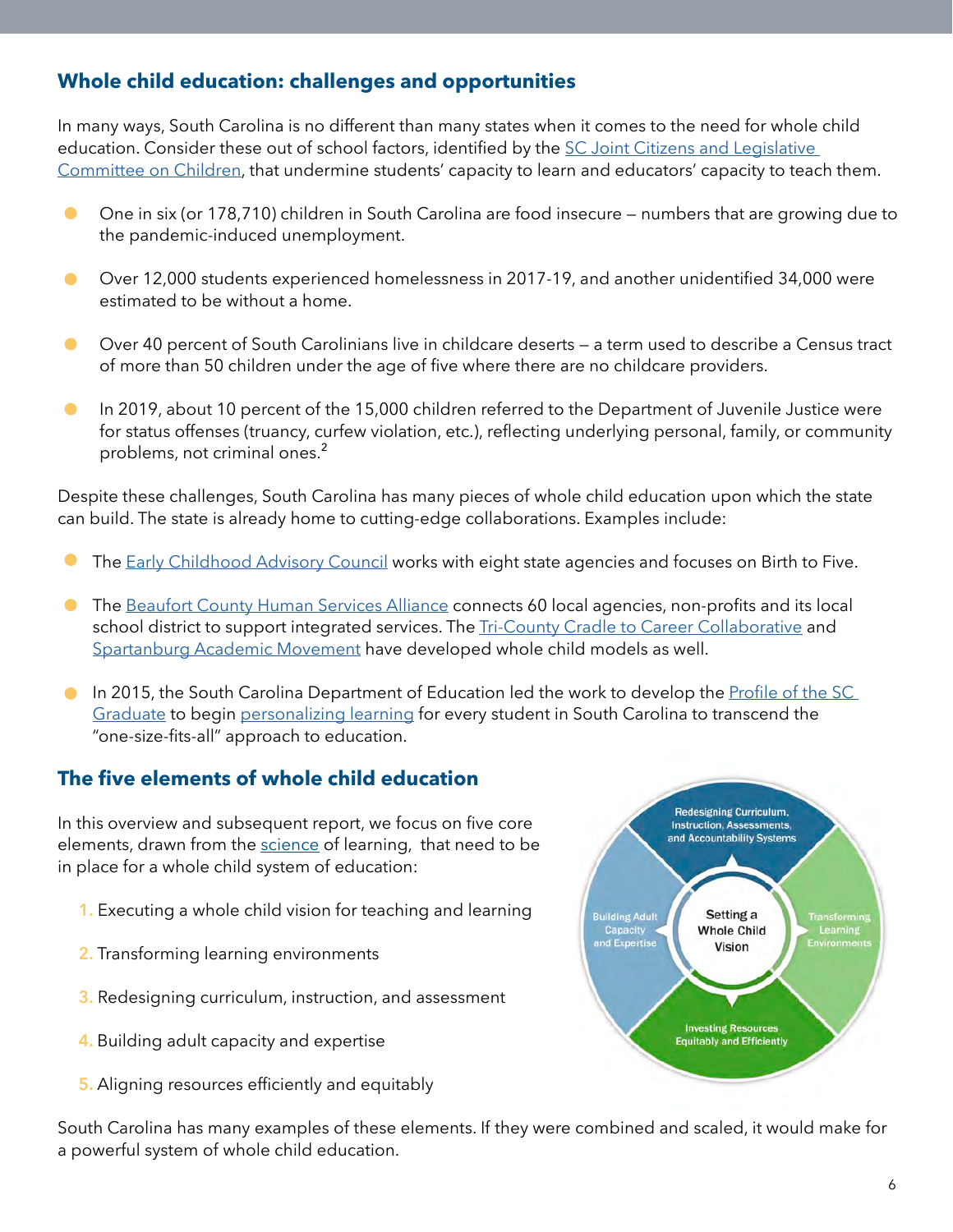## Whole child education: challenges and opportunities

In many ways, South Carolina is no different than many states when it comes to the need for whole child education. Consider these out of school factors, identified by the SC Joint Citizens and Legislative Committee on Children, that undermine students' capacity to learn and educators' capacity to teach them.

- One in six (or 178,710) children in South Carolina are food insecure – numbers that are growing due to the pandemic-induced unemployment.
- Over 12,000 students experienced homelessness in 2017-19, and another unidentified 34,000 were estimated to be without a home.
- Over 40 percent of South Carolinians live in childcare deserts – a term used to describe a Census tract of more than 50 children under the age of five where there are no childcare providers.
- In 2019, about 10 percent of the 15,000 children referred to the Department of Juvenile Justice were for status offenses (truancy, curfew violation, etc.), reflecting underlying personal, family, or community problems, not criminal ones.[2]

Despite these challenges, South Carolina has many pieces of whole child education upon which the state can build. The state is already home to cutting-edge collaborations. Examples include:

- The Early Childhood Advisory Council works with eight state agencies and focuses on Birth to Five.
- The Beaufort County Human Services Alliance connects 60 local agencies, non-profits and its local school district to support integrated services. The Tri-County Cradle to Career Collaborative and Spartanburg Academic Movement have developed whole child models as well.
- In 2015, the South Carolina Department of Education led the work to develop the Profile of the SC Graduate to begin personalizing learning for every student in South Carolina to transcend the "one-size-fits-all" approach to education.

## The five elements of whole child education

In this overview and subsequent report, we focus on five core elements, drawn from the science of learning, that need to be in place for a whole child system of education:

1. Executing a whole child vision for teaching and learning
2. Transforming learning environments
3. Redesigning curriculum, instruction, and assessment
4. Building adult capacity and expertise
5. Aligning resources efficiently and equitably

Setting a Whole Child Vision | Redesigning Curriculum, Instruction, Assessments, and Accountability Systems | Transforming Learning Environments | Investing Resources Equitably and Efficiently | Building Adult Capacity and Expertise

South Carolina has many examples of these elements. If they were combined and scaled, it would make for a powerful system of whole child education.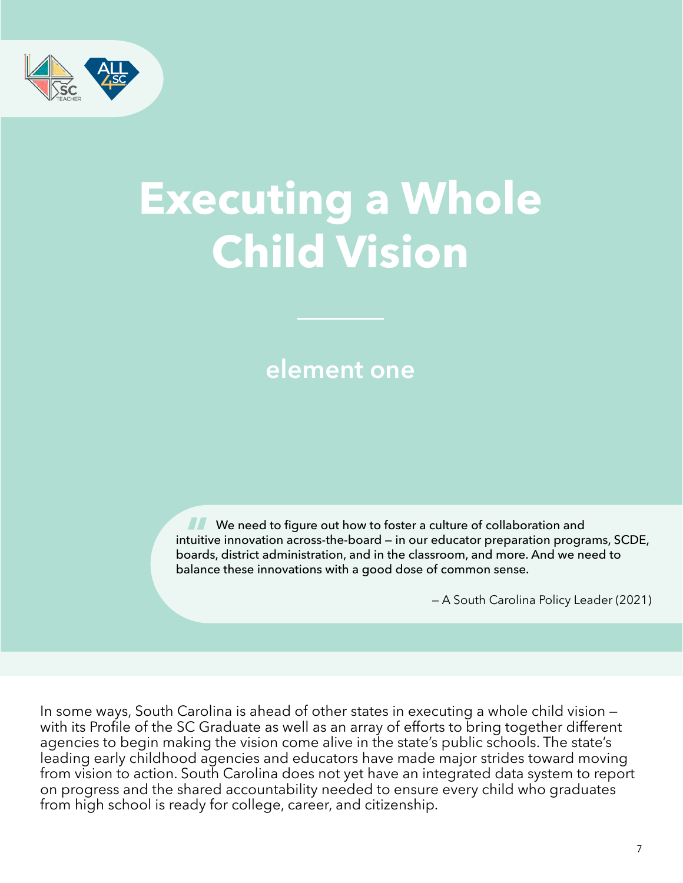# Executing a Whole Child Vision

## element one

> We need to figure out how to foster a culture of collaboration and intuitive innovation across-the-board — in our educator preparation programs, SCDE, boards, district administration, and in the classroom, and more. And we need to balance these innovations with a good dose of common sense.
>
> — A South Carolina Policy Leader (2021)

In some ways, South Carolina is ahead of other states in executing a whole child vision — with its Profile of the SC Graduate as well as an array of efforts to bring together different agencies to begin making the vision come alive in the state's public schools. The state's leading early childhood agencies and educators have made major strides toward moving from vision to action. South Carolina does not yet have an integrated data system to report on progress and the shared accountability needed to ensure every child who graduates from high school is ready for college, career, and citizenship.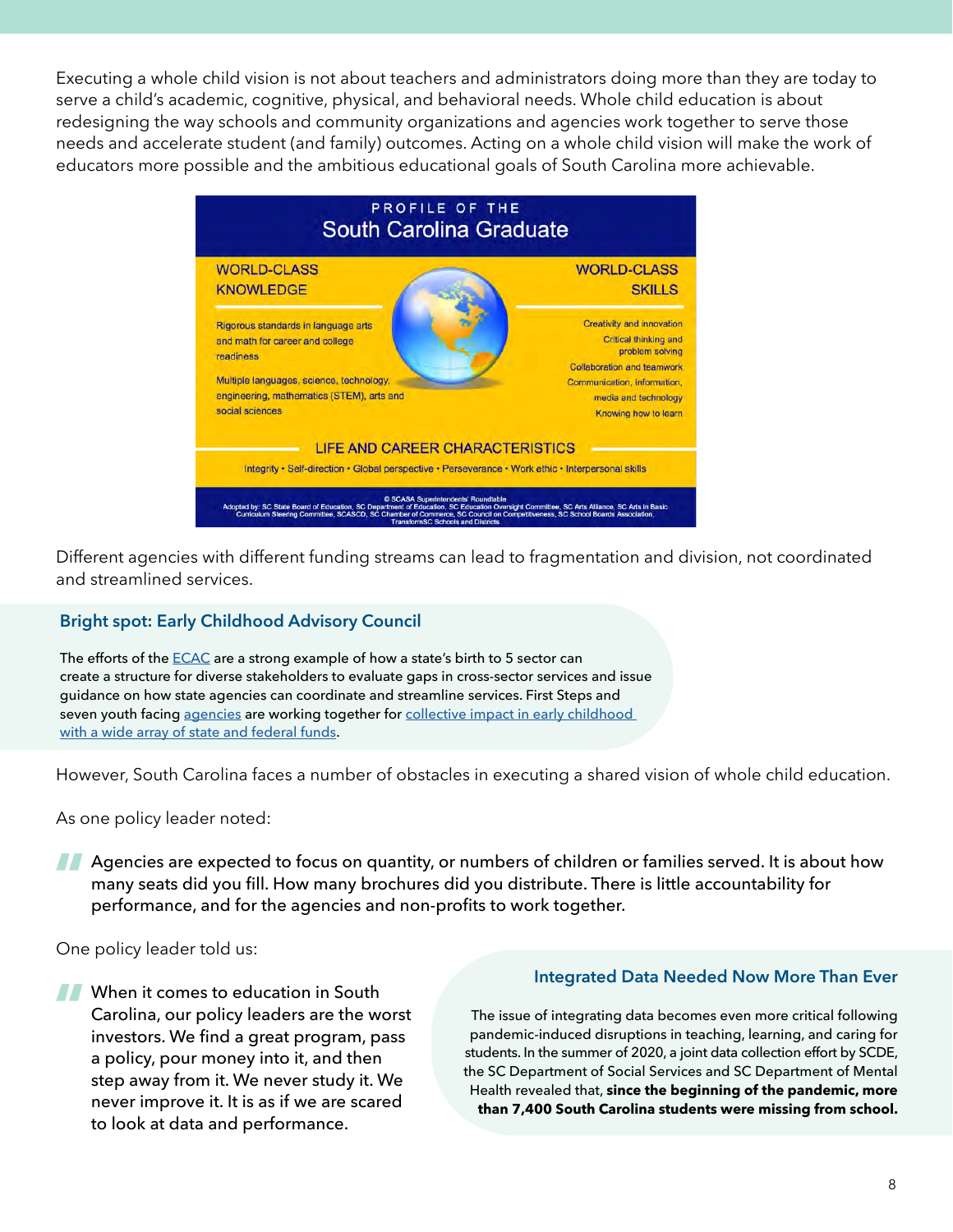Executing a whole child vision is not about teachers and administrators doing more than they are today to serve a child's academic, cognitive, physical, and behavioral needs. Whole child education is about redesigning the way schools and community organizations and agencies work together to serve those needs and accelerate student (and family) outcomes. Acting on a whole child vision will make the work of educators more possible and the ambitious educational goals of South Carolina more achievable.

PROFILE OF THE
South Carolina Graduate

WORLD-CLASS KNOWLEDGE

Rigorous standards in language arts and math for career and college readiness

Multiple languages, science, technology, engineering, mathematics (STEM), arts and social sciences

WORLD-CLASS SKILLS

Creativity and innovation
Critical thinking and problem solving
Collaboration and teamwork
Communication, information, media and technology
Knowing how to learn

LIFE AND CAREER CHARACTERISTICS

Integrity • Self-direction • Global perspective • Perseverance • Work ethic • Interpersonal skills

© SCASA Superintendents' Roundtable
Adopted by: SC State Board of Education, SC Department of Education, SC Education Oversight Committee, SC Arts Alliance, SC Arts in Basic Curriculum Steering Committee, SCASCD, SC Chamber of Commerce, SC Council on Competitiveness, SC School Boards Association, TransformSC Schools and Districts

Different agencies with different funding streams can lead to fragmentation and division, not coordinated and streamlined services.

### Bright spot: Early Childhood Advisory Council

The efforts of the ECAC are a strong example of how a state's birth to 5 sector can create a structure for diverse stakeholders to evaluate gaps in cross-sector services and issue guidance on how state agencies can coordinate and streamline services. First Steps and seven youth facing agencies are working together for collective impact in early childhood with a wide array of state and federal funds.

However, South Carolina faces a number of obstacles in executing a shared vision of whole child education.

As one policy leader noted:

> Agencies are expected to focus on quantity, or numbers of children or families served. It is about how many seats did you fill. How many brochures did you distribute. There is little accountability for performance, and for the agencies and non-profits to work together.

One policy leader told us:

> When it comes to education in South Carolina, our policy leaders are the worst investors. We find a great program, pass a policy, pour money into it, and then step away from it. We never study it. We never improve it. It is as if we are scared to look at data and performance.

### Integrated Data Needed Now More Than Ever

The issue of integrating data becomes even more critical following pandemic-induced disruptions in teaching, learning, and caring for students. In the summer of 2020, a joint data collection effort by SCDE, the SC Department of Social Services and SC Department of Mental Health revealed that, **since the beginning of the pandemic, more than 7,400 South Carolina students were missing from school.**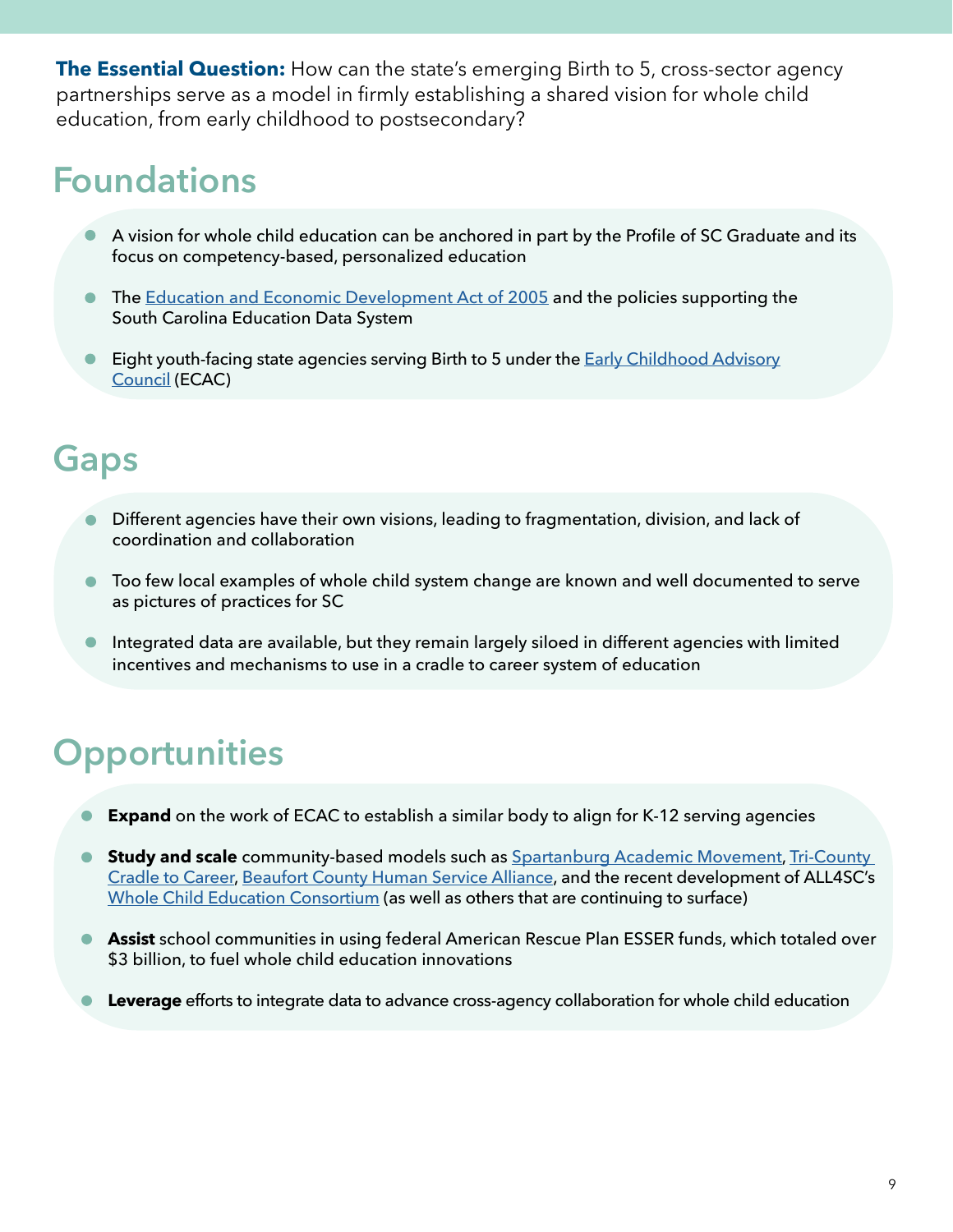**The Essential Question:** How can the state's emerging Birth to 5, cross-sector agency partnerships serve as a model in firmly establishing a shared vision for whole child education, from early childhood to postsecondary?

## Foundations

- A vision for whole child education can be anchored in part by the Profile of SC Graduate and its focus on competency-based, personalized education
- The Education and Economic Development Act of 2005 and the policies supporting the South Carolina Education Data System
- Eight youth-facing state agencies serving Birth to 5 under the Early Childhood Advisory Council (ECAC)

## Gaps

- Different agencies have their own visions, leading to fragmentation, division, and lack of coordination and collaboration
- Too few local examples of whole child system change are known and well documented to serve as pictures of practices for SC
- Integrated data are available, but they remain largely siloed in different agencies with limited incentives and mechanisms to use in a cradle to career system of education

## Opportunities

- **Expand** on the work of ECAC to establish a similar body to align for K-12 serving agencies
- **Study and scale** community-based models such as Spartanburg Academic Movement, Tri-County Cradle to Career, Beaufort County Human Service Alliance, and the recent development of ALL4SC's Whole Child Education Consortium (as well as others that are continuing to surface)
- **Assist** school communities in using federal American Rescue Plan ESSER funds, which totaled over $3 billion, to fuel whole child education innovations
- **Leverage** efforts to integrate data to advance cross-agency collaboration for whole child education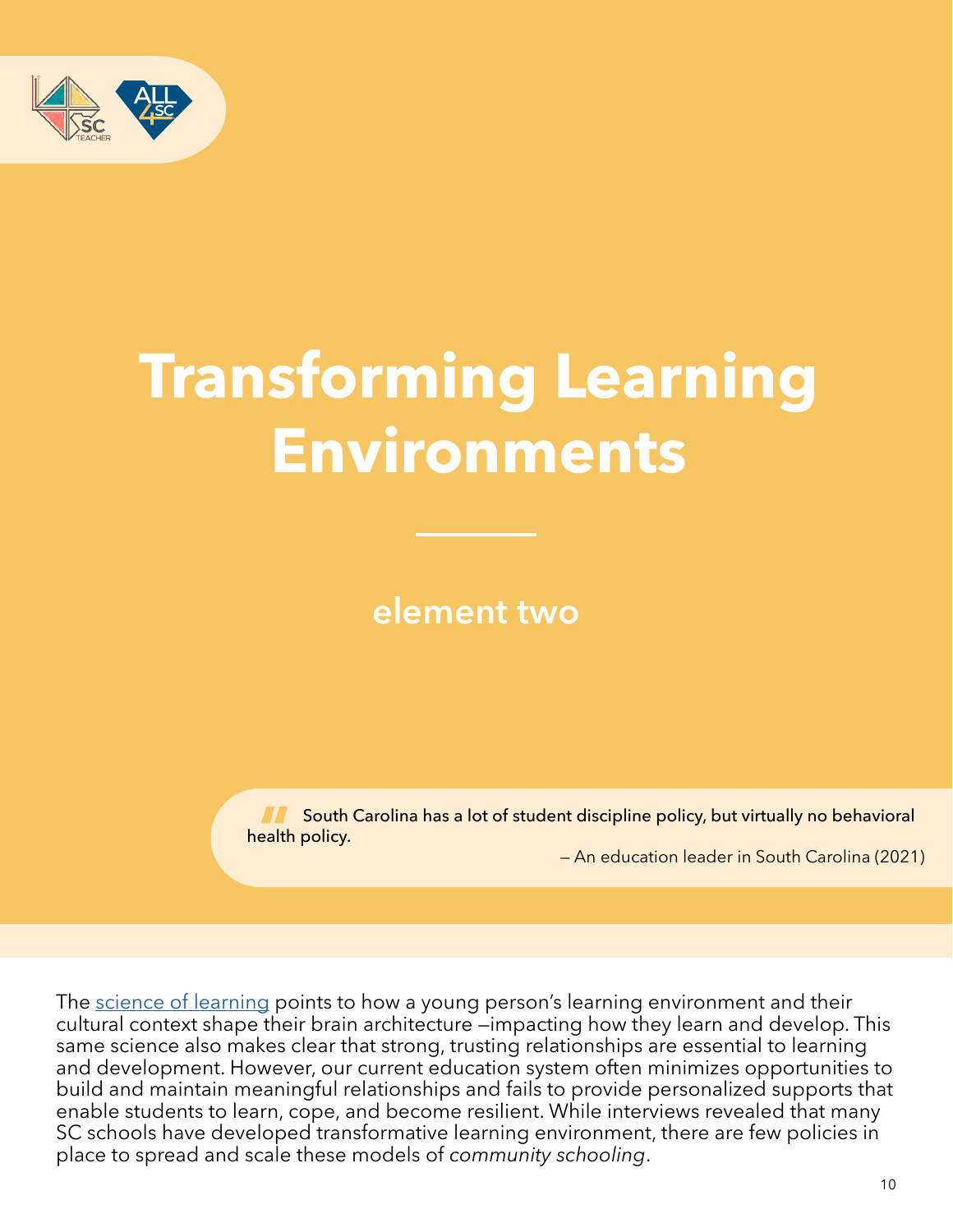# Transforming Learning Environments

## element two

> South Carolina has a lot of student discipline policy, but virtually no behavioral health policy.
>
> — An education leader in South Carolina (2021)

The science of learning points to how a young person's learning environment and their cultural context shape their brain architecture —impacting how they learn and develop. This same science also makes clear that strong, trusting relationships are essential to learning and development. However, our current education system often minimizes opportunities to build and maintain meaningful relationships and fails to provide personalized supports that enable students to learn, cope, and become resilient. While interviews revealed that many SC schools have developed transformative learning environment, there are few policies in place to spread and scale these models of *community schooling*.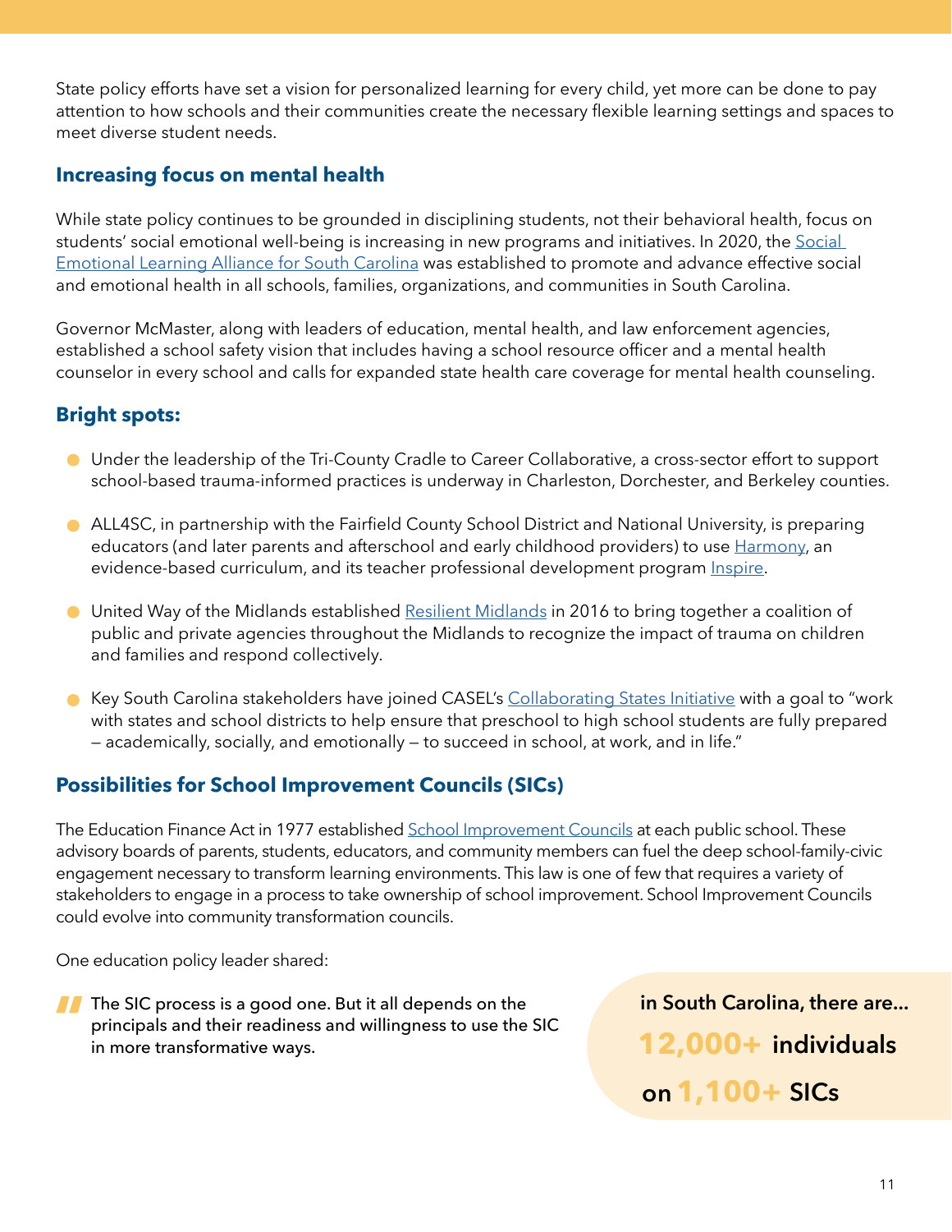State policy efforts have set a vision for personalized learning for every child, yet more can be done to pay attention to how schools and their communities create the necessary flexible learning settings and spaces to meet diverse student needs.

## Increasing focus on mental health

While state policy continues to be grounded in disciplining students, not their behavioral health, focus on students' social emotional well-being is increasing in new programs and initiatives. In 2020, the Social Emotional Learning Alliance for South Carolina was established to promote and advance effective social and emotional health in all schools, families, organizations, and communities in South Carolina.

Governor McMaster, along with leaders of education, mental health, and law enforcement agencies, established a school safety vision that includes having a school resource officer and a mental health counselor in every school and calls for expanded state health care coverage for mental health counseling.

## Bright spots:

- Under the leadership of the Tri-County Cradle to Career Collaborative, a cross-sector effort to support school-based trauma-informed practices is underway in Charleston, Dorchester, and Berkeley counties.
- ALL4SC, in partnership with the Fairfield County School District and National University, is preparing educators (and later parents and afterschool and early childhood providers) to use Harmony, an evidence-based curriculum, and its teacher professional development program Inspire.
- United Way of the Midlands established Resilient Midlands in 2016 to bring together a coalition of public and private agencies throughout the Midlands to recognize the impact of trauma on children and families and respond collectively.
- Key South Carolina stakeholders have joined CASEL's Collaborating States Initiative with a goal to "work with states and school districts to help ensure that preschool to high school students are fully prepared — academically, socially, and emotionally — to succeed in school, at work, and in life."

## Possibilities for School Improvement Councils (SICs)

The Education Finance Act in 1977 established School Improvement Councils at each public school. These advisory boards of parents, students, educators, and community members can fuel the deep school-family-civic engagement necessary to transform learning environments. This law is one of few that requires a variety of stakeholders to engage in a process to take ownership of school improvement. School Improvement Councils could evolve into community transformation councils.

One education policy leader shared:

> The SIC process is a good one. But it all depends on the principals and their readiness and willingness to use the SIC in more transformative ways.

**in South Carolina, there are...**
**12,000+ individuals**
**on 1,100+ SICs**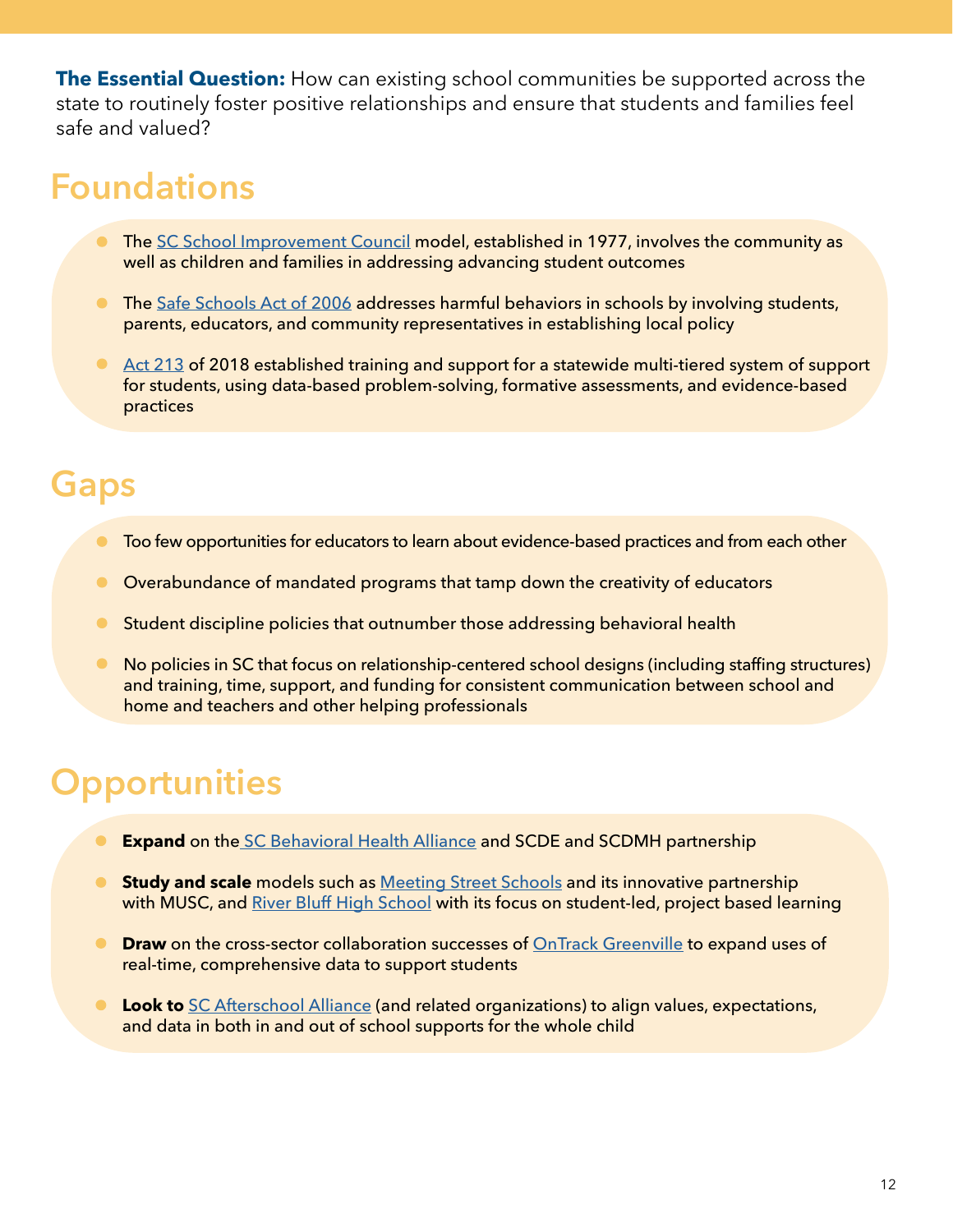**The Essential Question:** How can existing school communities be supported across the state to routinely foster positive relationships and ensure that students and families feel safe and valued?

## Foundations

- The SC School Improvement Council model, established in 1977, involves the community as well as children and families in addressing advancing student outcomes
- The Safe Schools Act of 2006 addresses harmful behaviors in schools by involving students, parents, educators, and community representatives in establishing local policy
- Act 213 of 2018 established training and support for a statewide multi-tiered system of support for students, using data-based problem-solving, formative assessments, and evidence-based practices

## Gaps

- Too few opportunities for educators to learn about evidence-based practices and from each other
- Overabundance of mandated programs that tamp down the creativity of educators
- Student discipline policies that outnumber those addressing behavioral health
- No policies in SC that focus on relationship-centered school designs (including staffing structures) and training, time, support, and funding for consistent communication between school and home and teachers and other helping professionals

## Opportunities

- **Expand** on the SC Behavioral Health Alliance and SCDE and SCDMH partnership
- **Study and scale** models such as Meeting Street Schools and its innovative partnership with MUSC, and River Bluff High School with its focus on student-led, project based learning
- **Draw** on the cross-sector collaboration successes of OnTrack Greenville to expand uses of real-time, comprehensive data to support students
- **Look to** SC Afterschool Alliance (and related organizations) to align values, expectations, and data in both in and out of school supports for the whole child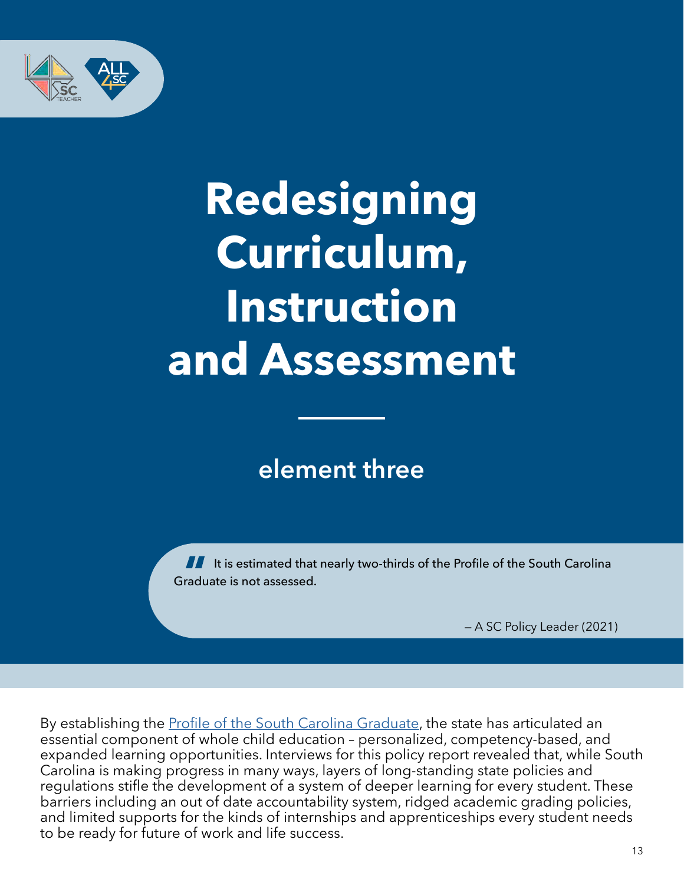# Redesigning Curriculum, Instruction and Assessment

## element three

> It is estimated that nearly two-thirds of the Profile of the South Carolina Graduate is not assessed.
>
> — A SC Policy Leader (2021)

By establishing the Profile of the South Carolina Graduate, the state has articulated an essential component of whole child education – personalized, competency-based, and expanded learning opportunities. Interviews for this policy report revealed that, while South Carolina is making progress in many ways, layers of long-standing state policies and regulations stifle the development of a system of deeper learning for every student. These barriers including an out of date accountability system, ridged academic grading policies, and limited supports for the kinds of internships and apprenticeships every student needs to be ready for future of work and life success.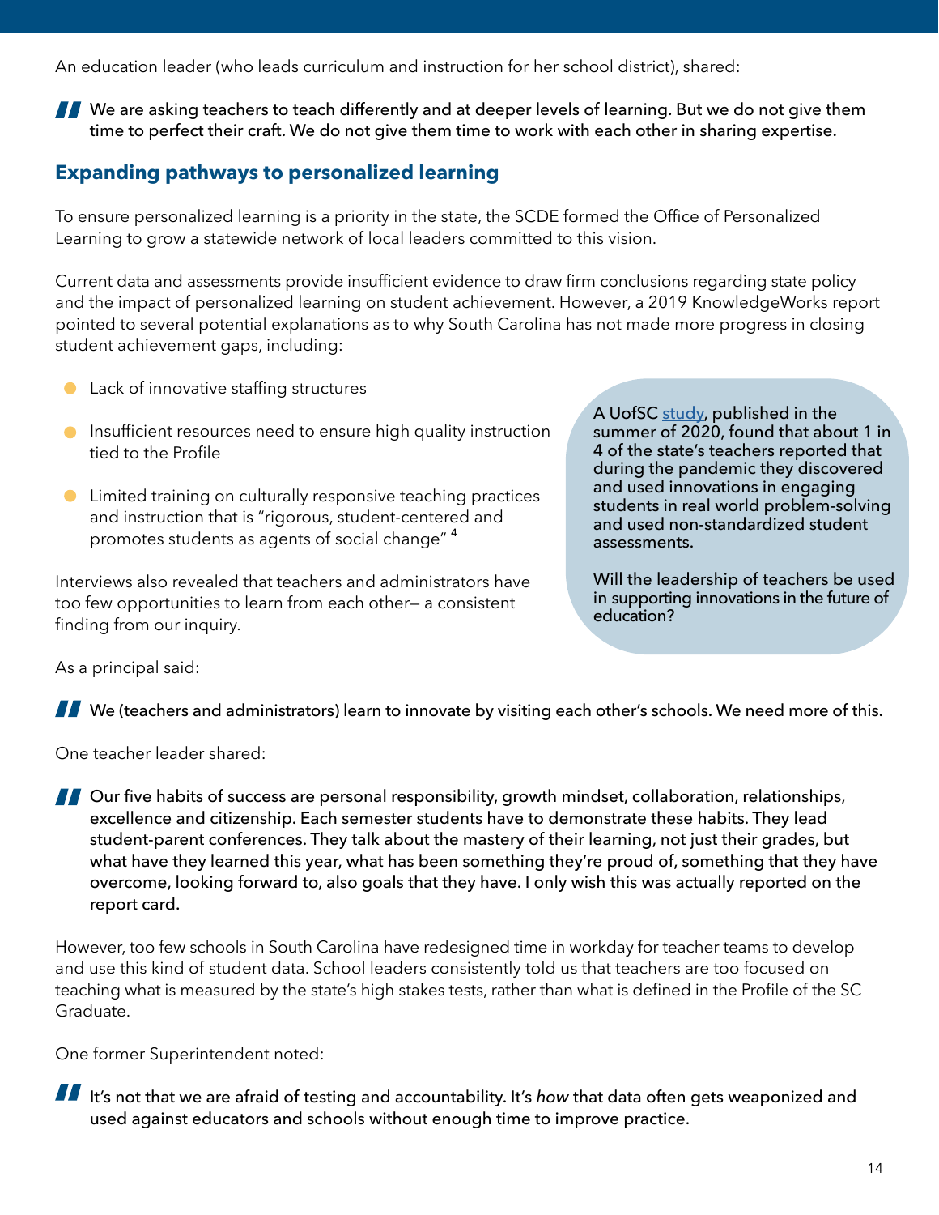An education leader (who leads curriculum and instruction for her school district), shared:

> We are asking teachers to teach differently and at deeper levels of learning. But we do not give them time to perfect their craft. We do not give them time to work with each other in sharing expertise.

## Expanding pathways to personalized learning

To ensure personalized learning is a priority in the state, the SCDE formed the Office of Personalized Learning to grow a statewide network of local leaders committed to this vision.

Current data and assessments provide insufficient evidence to draw firm conclusions regarding state policy and the impact of personalized learning on student achievement. However, a 2019 KnowledgeWorks report pointed to several potential explanations as to why South Carolina has not made more progress in closing student achievement gaps, including:

- Lack of innovative staffing structures
- Insufficient resources need to ensure high quality instruction tied to the Profile
- Limited training on culturally responsive teaching practices and instruction that is "rigorous, student-centered and promotes students as agents of social change" [4]

Interviews also revealed that teachers and administrators have too few opportunities to learn from each other— a consistent finding from our inquiry.

A UofSC study, published in the summer of 2020, found that about 1 in 4 of the state's teachers reported that during the pandemic they discovered and used innovations in engaging students in real world problem-solving and used non-standardized student assessments.

Will the leadership of teachers be used in supporting innovations in the future of education?

As a principal said:

> We (teachers and administrators) learn to innovate by visiting each other's schools. We need more of this.

One teacher leader shared:

> Our five habits of success are personal responsibility, growth mindset, collaboration, relationships, excellence and citizenship. Each semester students have to demonstrate these habits. They lead student-parent conferences. They talk about the mastery of their learning, not just their grades, but what have they learned this year, what has been something they're proud of, something that they have overcome, looking forward to, also goals that they have. I only wish this was actually reported on the report card.

However, too few schools in South Carolina have redesigned time in workday for teacher teams to develop and use this kind of student data. School leaders consistently told us that teachers are too focused on teaching what is measured by the state's high stakes tests, rather than what is defined in the Profile of the SC Graduate.

One former Superintendent noted:

> It's not that we are afraid of testing and accountability. It's *how* that data often gets weaponized and used against educators and schools without enough time to improve practice.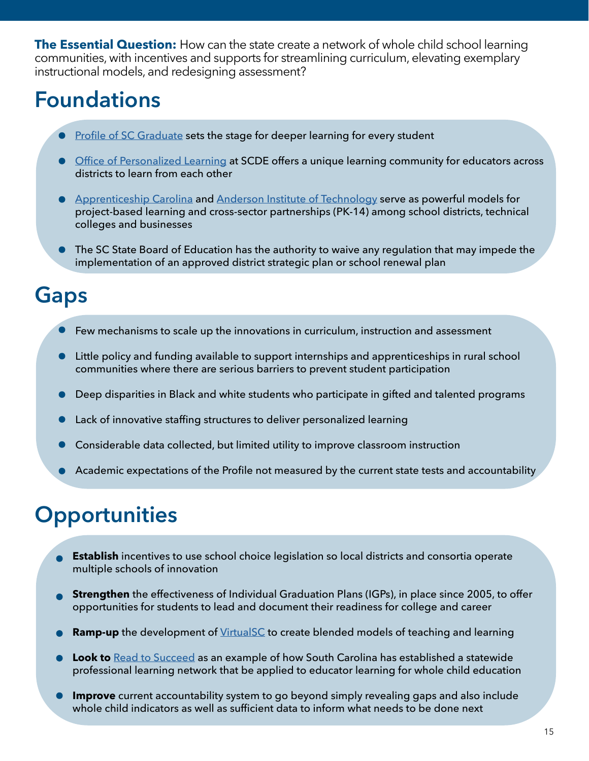**The Essential Question:** How can the state create a network of whole child school learning communities, with incentives and supports for streamlining curriculum, elevating exemplary instructional models, and redesigning assessment?

# Foundations

- Profile of SC Graduate sets the stage for deeper learning for every student
- Office of Personalized Learning at SCDE offers a unique learning community for educators across districts to learn from each other
- Apprenticeship Carolina and Anderson Institute of Technology serve as powerful models for project-based learning and cross-sector partnerships (PK-14) among school districts, technical colleges and businesses
- The SC State Board of Education has the authority to waive any regulation that may impede the implementation of an approved district strategic plan or school renewal plan

# Gaps

- Few mechanisms to scale up the innovations in curriculum, instruction and assessment
- Little policy and funding available to support internships and apprenticeships in rural school communities where there are serious barriers to prevent student participation
- Deep disparities in Black and white students who participate in gifted and talented programs
- Lack of innovative staffing structures to deliver personalized learning
- Considerable data collected, but limited utility to improve classroom instruction
- Academic expectations of the Profile not measured by the current state tests and accountability

# Opportunities

- **Establish** incentives to use school choice legislation so local districts and consortia operate multiple schools of innovation
- **Strengthen** the effectiveness of Individual Graduation Plans (IGPs), in place since 2005, to offer opportunities for students to lead and document their readiness for college and career
- **Ramp-up** the development of VirtualSC to create blended models of teaching and learning
- **Look to** Read to Succeed as an example of how South Carolina has established a statewide professional learning network that be applied to educator learning for whole child education
- **Improve** current accountability system to go beyond simply revealing gaps and also include whole child indicators as well as sufficient data to inform what needs to be done next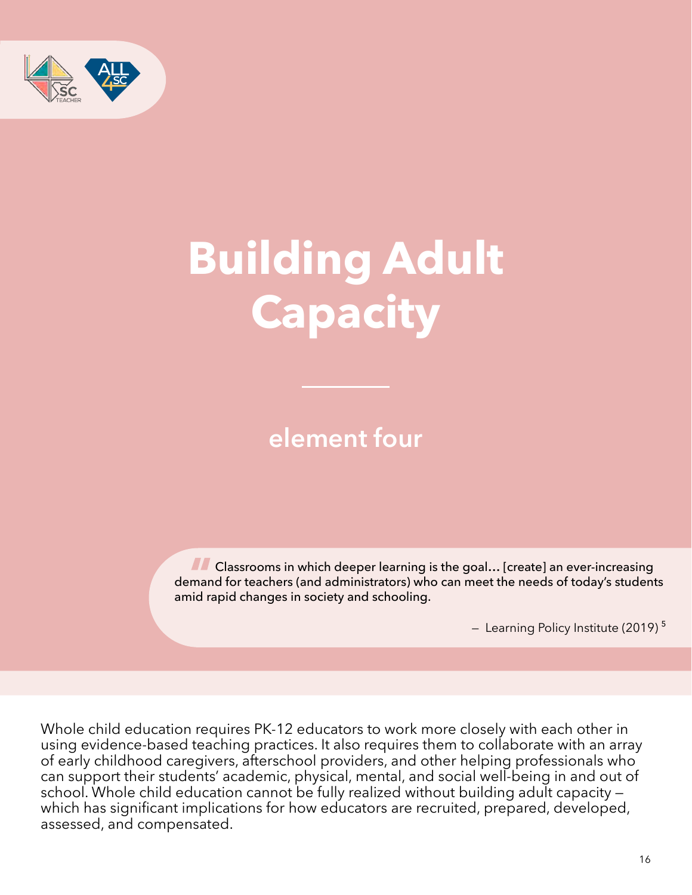# Building Adult Capacity

## element four

> Classrooms in which deeper learning is the goal… [create] an ever-increasing demand for teachers (and administrators) who can meet the needs of today's students amid rapid changes in society and schooling.
>
> — Learning Policy Institute (2019) [5]

Whole child education requires PK-12 educators to work more closely with each other in using evidence-based teaching practices. It also requires them to collaborate with an array of early childhood caregivers, afterschool providers, and other helping professionals who can support their students' academic, physical, mental, and social well-being in and out of school. Whole child education cannot be fully realized without building adult capacity — which has significant implications for how educators are recruited, prepared, developed, assessed, and compensated.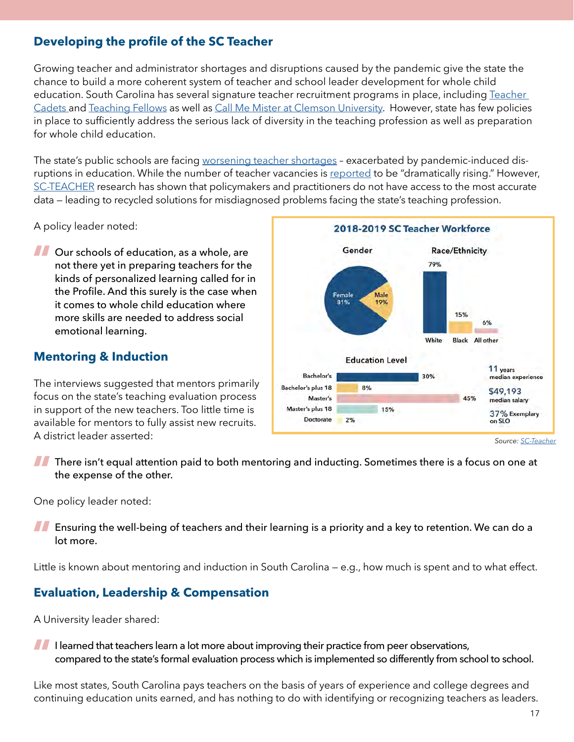## Developing the profile of the SC Teacher

Growing teacher and administrator shortages and disruptions caused by the pandemic give the state the chance to build a more coherent system of teacher and school leader development for whole child education. South Carolina has several signature teacher recruitment programs in place, including Teacher Cadets and Teaching Fellows as well as Call Me Mister at Clemson University. However, state has few policies in place to sufficiently address the serious lack of diversity in the teaching profession as well as preparation for whole child education.

The state's public schools are facing worsening teacher shortages – exacerbated by pandemic-induced disruptions in education. While the number of teacher vacancies is reported to be "dramatically rising." However, SC-TEACHER research has shown that policymakers and practitioners do not have access to the most accurate data – leading to recycled solutions for misdiagnosed problems facing the state's teaching profession.

A policy leader noted:

> Our schools of education, as a whole, are not there yet in preparing teachers for the kinds of personalized learning called for in the Profile. And this surely is the case when it comes to whole child education where more skills are needed to address social emotional learning.

**2018-2019 SC Teacher Workforce**

**Gender**

| Gender | Percent |
|---|---|
| Female | 81% |
| Male | 19% |

**Race/Ethnicity**

| Race/Ethnicity | Percent |
|---|---|
| White | 79% |
| Black | 15% |
| All other | 6% |

**Education Level**

| Education Level | Percent |
|---|---|
| Bachelor's | 30% |
| Bachelor's plus 18 | 8% |
| Master's | 45% |
| Master's plus 18 | 15% |
| Doctorate | 2% |

- 11 years median experience
- $49,193 median salary
- 37% Exemplary on SLO

Source: *SC-Teacher*

## Mentoring & Induction

The interviews suggested that mentors primarily focus on the state's teaching evaluation process in support of the new teachers. Too little time is available for mentors to fully assist new recruits. A district leader asserted:

> There isn't equal attention paid to both mentoring and inducting. Sometimes there is a focus on one at the expense of the other.

One policy leader noted:

> Ensuring the well-being of teachers and their learning is a priority and a key to retention. We can do a lot more.

Little is known about mentoring and induction in South Carolina – e.g., how much is spent and to what effect.

## Evaluation, Leadership & Compensation

A University leader shared:

> I learned that teachers learn a lot more about improving their practice from peer observations, compared to the state's formal evaluation process which is implemented so differently from school to school.

Like most states, South Carolina pays teachers on the basis of years of experience and college degrees and continuing education units earned, and has nothing to do with identifying or recognizing teachers as leaders.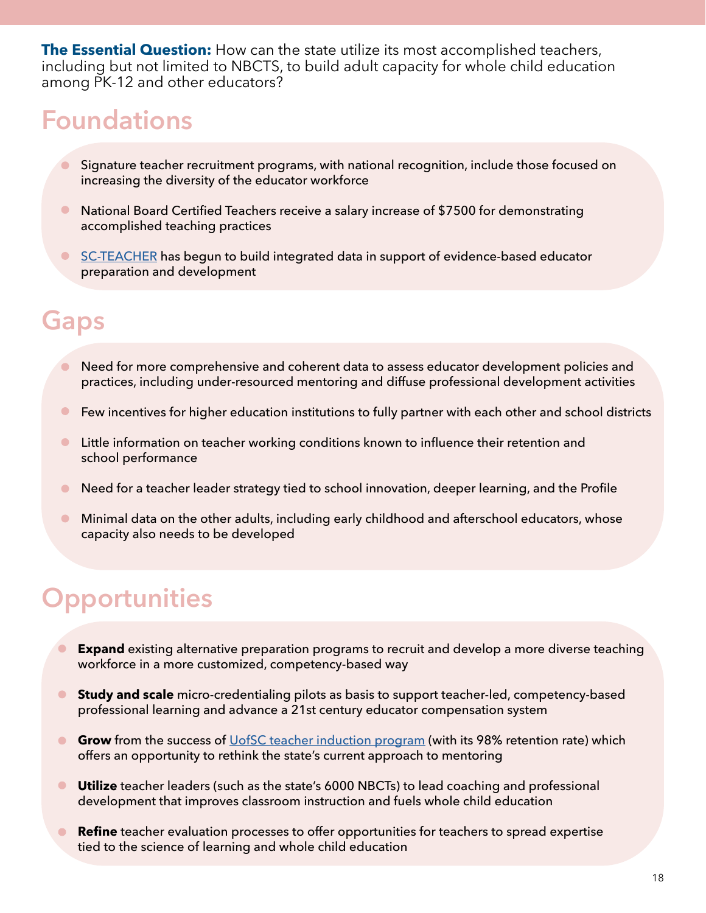**The Essential Question:** How can the state utilize its most accomplished teachers, including but not limited to NBCTS, to build adult capacity for whole child education among PK-12 and other educators?

## Foundations

- Signature teacher recruitment programs, with national recognition, include those focused on increasing the diversity of the educator workforce
- National Board Certified Teachers receive a salary increase of $7500 for demonstrating accomplished teaching practices
- SC-TEACHER has begun to build integrated data in support of evidence-based educator preparation and development

## Gaps

- Need for more comprehensive and coherent data to assess educator development policies and practices, including under-resourced mentoring and diffuse professional development activities
- Few incentives for higher education institutions to fully partner with each other and school districts
- Little information on teacher working conditions known to influence their retention and school performance
- Need for a teacher leader strategy tied to school innovation, deeper learning, and the Profile
- Minimal data on the other adults, including early childhood and afterschool educators, whose capacity also needs to be developed

## Opportunities

- **Expand** existing alternative preparation programs to recruit and develop a more diverse teaching workforce in a more customized, competency-based way
- **Study and scale** micro-credentialing pilots as basis to support teacher-led, competency-based professional learning and advance a 21st century educator compensation system
- **Grow** from the success of UofSC teacher induction program (with its 98% retention rate) which offers an opportunity to rethink the state's current approach to mentoring
- **Utilize** teacher leaders (such as the state's 6000 NBCTs) to lead coaching and professional development that improves classroom instruction and fuels whole child education
- **Refine** teacher evaluation processes to offer opportunities for teachers to spread expertise tied to the science of learning and whole child education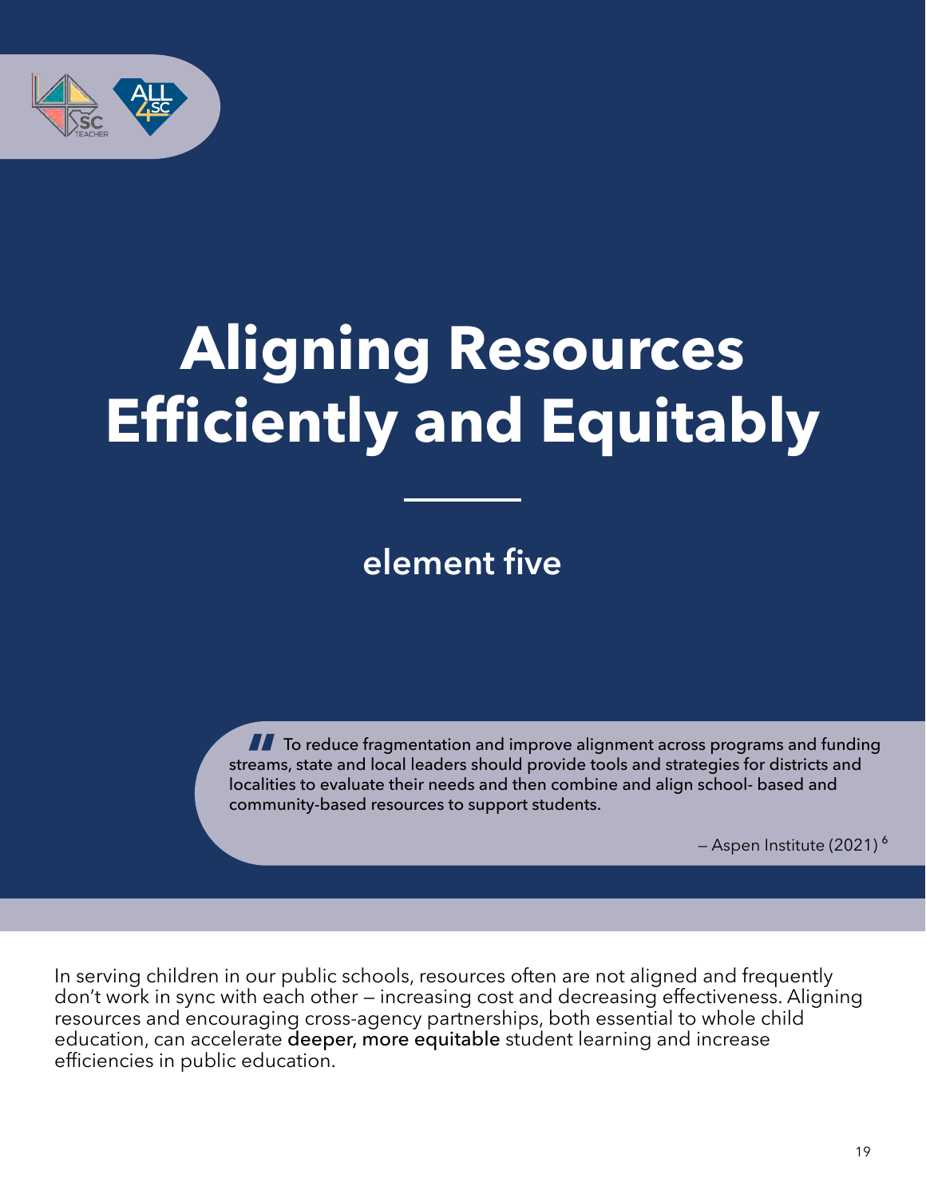# Aligning Resources Efficiently and Equitably

## element five

> To reduce fragmentation and improve alignment across programs and funding streams, state and local leaders should provide tools and strategies for districts and localities to evaluate their needs and then combine and align school- based and community-based resources to support students.
>
> — Aspen Institute (2021) [6]

In serving children in our public schools, resources often are not aligned and frequently don't work in sync with each other — increasing cost and decreasing effectiveness. Aligning resources and encouraging cross-agency partnerships, both essential to whole child education, can accelerate deeper, more equitable student learning and increase efficiencies in public education.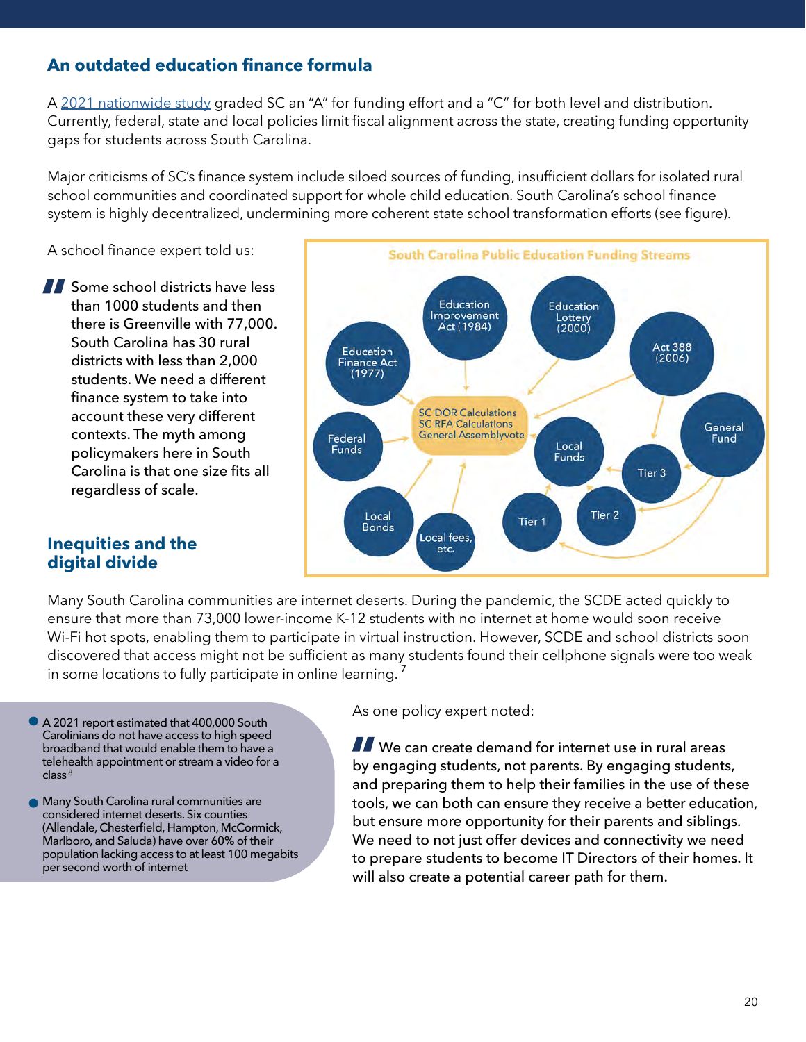## An outdated education finance formula

A 2021 nationwide study graded SC an "A" for funding effort and a "C" for both level and distribution. Currently, federal, state and local policies limit fiscal alignment across the state, creating funding opportunity gaps for students across South Carolina.

Major criticisms of SC's finance system include siloed sources of funding, insufficient dollars for isolated rural school communities and coordinated support for whole child education. South Carolina's school finance system is highly decentralized, undermining more coherent state school transformation efforts (see figure).

A school finance expert told us:

> Some school districts have less than 1000 students and then there is Greenville with 77,000. South Carolina has 30 rural districts with less than 2,000 students. We need a different finance system to take into account these very different contexts. The myth among policymakers here in South Carolina is that one size fits all regardless of scale.

**South Carolina Public Education Funding Streams**

Education Finance Act (1977) · Education Improvement Act (1984) · Education Lottery (2000) · Act 388 (2006) · Federal Funds · SC DOR Calculations / SC RFA Calculations / General Assemblyvote · Local Funds · General Fund · Tier 3 · Tier 2 · Tier 1 · Local Bonds · Local fees, etc.

## Inequities and the digital divide

Many South Carolina communities are internet deserts. During the pandemic, the SCDE acted quickly to ensure that more than 73,000 lower-income K-12 students with no internet at home would soon receive Wi-Fi hot spots, enabling them to participate in virtual instruction. However, SCDE and school districts soon discovered that access might not be sufficient as many students found their cellphone signals were too weak in some locations to fully participate in online learning.[7]

- A 2021 report estimated that 400,000 South Carolinians do not have access to high speed broadband that would enable them to have a telehealth appointment or stream a video for a class[8]
- Many South Carolina rural communities are considered internet deserts. Six counties (Allendale, Chesterfield, Hampton, McCormick, Marlboro, and Saluda) have over 60% of their population lacking access to at least 100 megabits per second worth of internet

As one policy expert noted:

> We can create demand for internet use in rural areas by engaging students, not parents. By engaging students, and preparing them to help their families in the use of these tools, we can both can ensure they receive a better education, but ensure more opportunity for their parents and siblings. We need to not just offer devices and connectivity we need to prepare students to become IT Directors of their homes. It will also create a potential career path for them.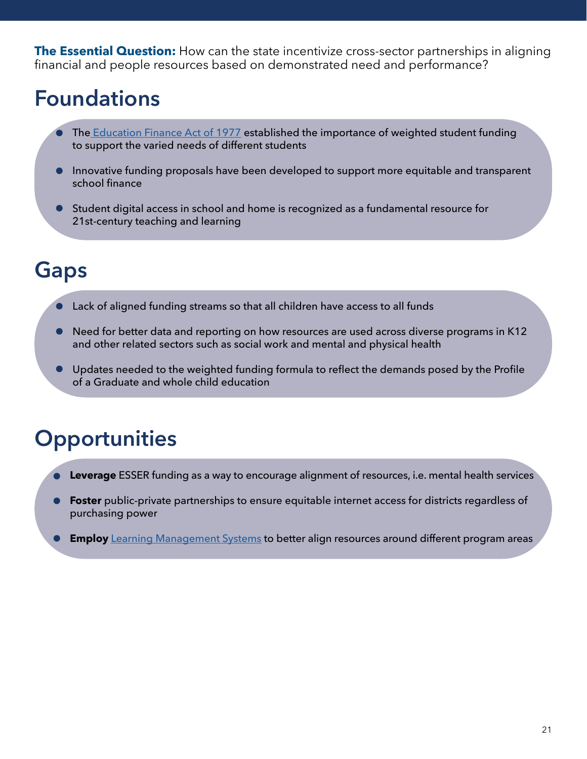**The Essential Question:** How can the state incentivize cross-sector partnerships in aligning financial and people resources based on demonstrated need and performance?

# Foundations

- The Education Finance Act of 1977 established the importance of weighted student funding to support the varied needs of different students
- Innovative funding proposals have been developed to support more equitable and transparent school finance
- Student digital access in school and home is recognized as a fundamental resource for 21st-century teaching and learning

# Gaps

- Lack of aligned funding streams so that all children have access to all funds
- Need for better data and reporting on how resources are used across diverse programs in K12 and other related sectors such as social work and mental and physical health
- Updates needed to the weighted funding formula to reflect the demands posed by the Profile of a Graduate and whole child education

# Opportunities

- **Leverage** ESSER funding as a way to encourage alignment of resources, i.e. mental health services
- **Foster** public-private partnerships to ensure equitable internet access for districts regardless of purchasing power
- **Employ** Learning Management Systems to better align resources around different program areas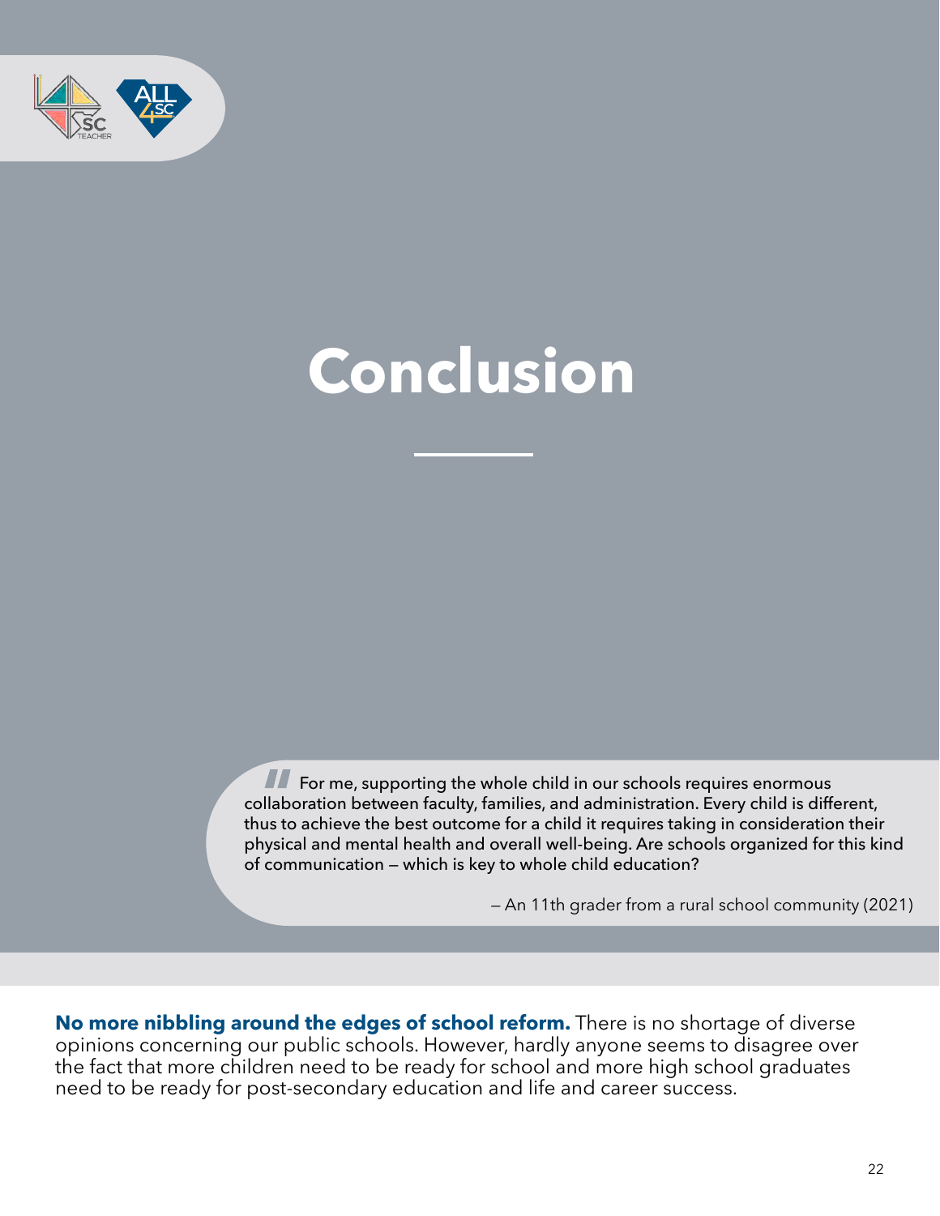# Conclusion

> For me, supporting the whole child in our schools requires enormous collaboration between faculty, families, and administration. Every child is different, thus to achieve the best outcome for a child it requires taking in consideration their physical and mental health and overall well-being. Are schools organized for this kind of communication — which is key to whole child education?
>
> — An 11th grader from a rural school community (2021)

**No more nibbling around the edges of school reform.** There is no shortage of diverse opinions concerning our public schools. However, hardly anyone seems to disagree over the fact that more children need to be ready for school and more high school graduates need to be ready for post-secondary education and life and career success.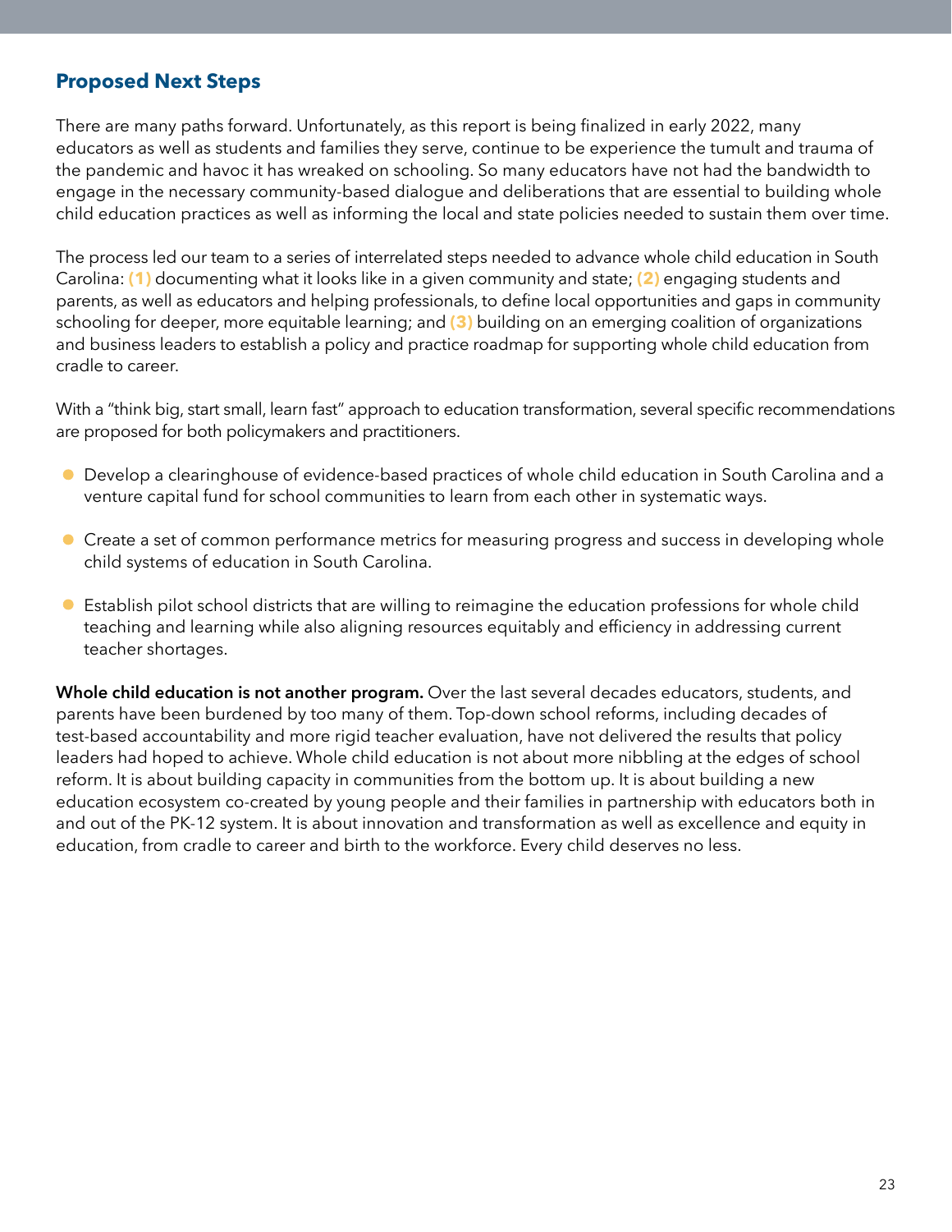## Proposed Next Steps

There are many paths forward. Unfortunately, as this report is being finalized in early 2022, many educators as well as students and families they serve, continue to be experience the tumult and trauma of the pandemic and havoc it has wreaked on schooling. So many educators have not had the bandwidth to engage in the necessary community-based dialogue and deliberations that are essential to building whole child education practices as well as informing the local and state policies needed to sustain them over time.

The process led our team to a series of interrelated steps needed to advance whole child education in South Carolina: **(1)** documenting what it looks like in a given community and state; **(2)** engaging students and parents, as well as educators and helping professionals, to define local opportunities and gaps in community schooling for deeper, more equitable learning; and **(3)** building on an emerging coalition of organizations and business leaders to establish a policy and practice roadmap for supporting whole child education from cradle to career.

With a "think big, start small, learn fast" approach to education transformation, several specific recommendations are proposed for both policymakers and practitioners.

- Develop a clearinghouse of evidence-based practices of whole child education in South Carolina and a venture capital fund for school communities to learn from each other in systematic ways.
- Create a set of common performance metrics for measuring progress and success in developing whole child systems of education in South Carolina.
- Establish pilot school districts that are willing to reimagine the education professions for whole child teaching and learning while also aligning resources equitably and efficiency in addressing current teacher shortages.

**Whole child education is not another program.** Over the last several decades educators, students, and parents have been burdened by too many of them. Top-down school reforms, including decades of test-based accountability and more rigid teacher evaluation, have not delivered the results that policy leaders had hoped to achieve. Whole child education is not about more nibbling at the edges of school reform. It is about building capacity in communities from the bottom up. It is about building a new education ecosystem co-created by young people and their families in partnership with educators both in and out of the PK-12 system. It is about innovation and transformation as well as excellence and equity in education, from cradle to career and birth to the workforce. Every child deserves no less.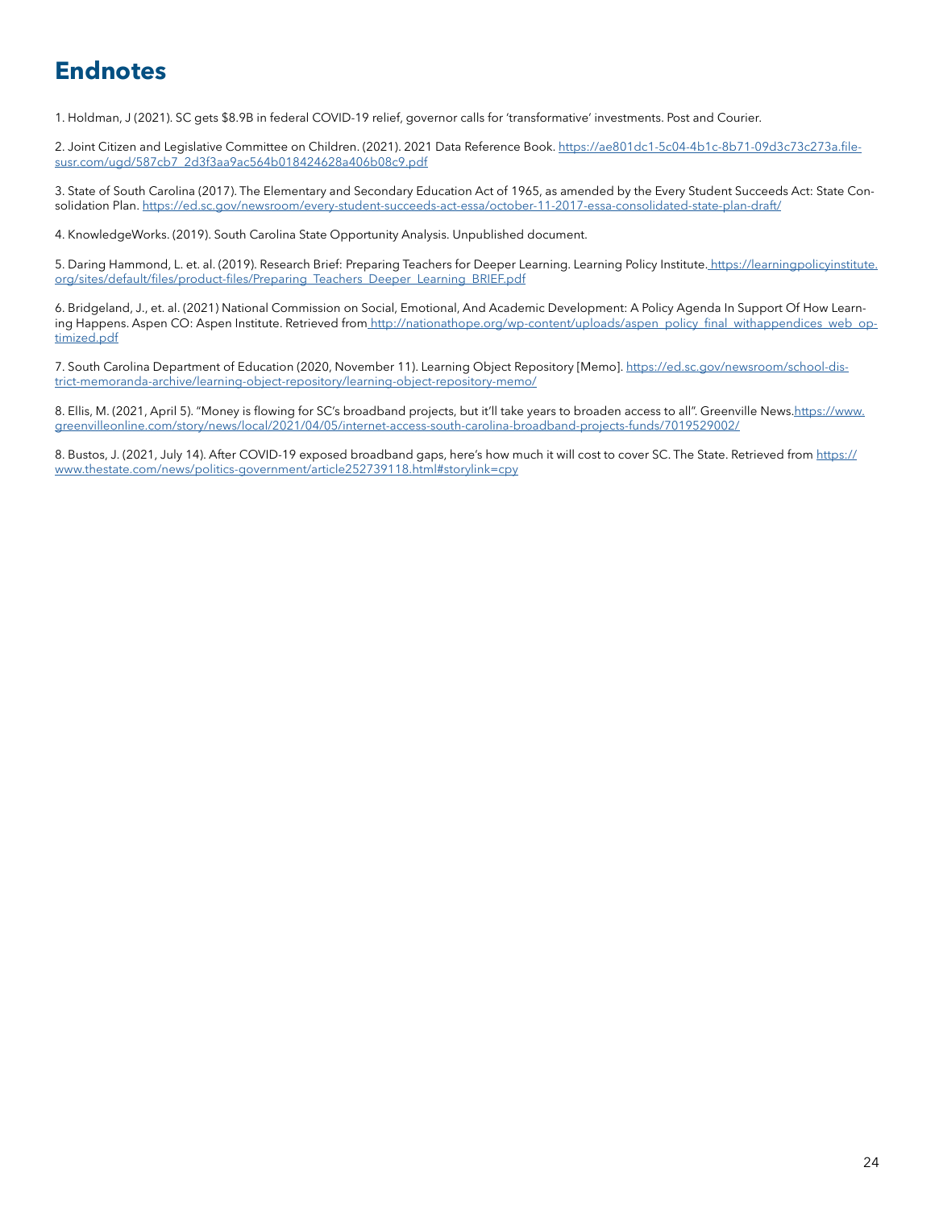# Endnotes

1. Holdman, J (2021). SC gets $8.9B in federal COVID-19 relief, governor calls for 'transformative' investments. Post and Courier.

2. Joint Citizen and Legislative Committee on Children. (2021). 2021 Data Reference Book. https://ae801dc1-5c04-4b1c-8b71-09d3c73c273a.filesusr.com/ugd/587cb7_2d3f3aa9ac564b018424628a406b08c9.pdf

3. State of South Carolina (2017). The Elementary and Secondary Education Act of 1965, as amended by the Every Student Succeeds Act: State Consolidation Plan. https://ed.sc.gov/newsroom/every-student-succeeds-act-essa/october-11-2017-essa-consolidated-state-plan-draft/

4. KnowledgeWorks. (2019). South Carolina State Opportunity Analysis. Unpublished document.

5. Daring Hammond, L. et. al. (2019). Research Brief: Preparing Teachers for Deeper Learning. Learning Policy Institute. https://learningpolicyinstitute.org/sites/default/files/product-files/Preparing_Teachers_Deeper_Learning_BRIEF.pdf

6. Bridgeland, J., et. al. (2021) National Commission on Social, Emotional, And Academic Development: A Policy Agenda In Support Of How Learning Happens. Aspen CO: Aspen Institute. Retrieved from http://nationathope.org/wp-content/uploads/aspen_policy_final_withappendices_web_optimized.pdf

7. South Carolina Department of Education (2020, November 11). Learning Object Repository [Memo]. https://ed.sc.gov/newsroom/school-district-memoranda-archive/learning-object-repository/learning-object-repository-memo/

8. Ellis, M. (2021, April 5). "Money is flowing for SC's broadband projects, but it'll take years to broaden access to all". Greenville News.https://www.greenvilleonline.com/story/news/local/2021/04/05/internet-access-south-carolina-broadband-projects-funds/7019529002/

8. Bustos, J. (2021, July 14). After COVID-19 exposed broadband gaps, here's how much it will cost to cover SC. The State. Retrieved from https://www.thestate.com/news/politics-government/article252739118.html#storylink=cpy